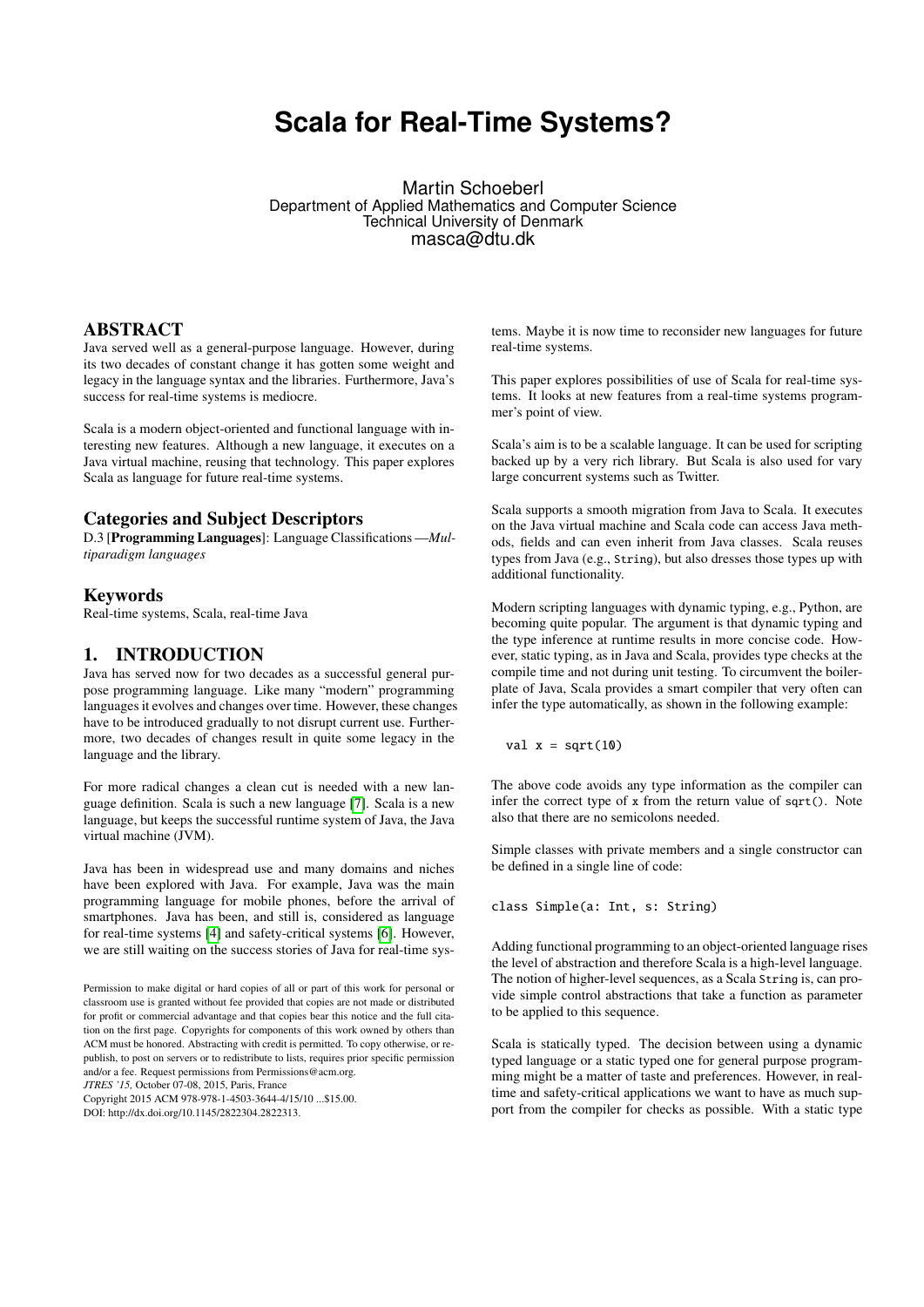# Scala for Real-Time Systems?

Martin Schoeberl
Department of Applied Mathematics and Computer Science
Technical University of Denmark
masca@dtu.dk

## ABSTRACT

Java served well as a general-purpose language. However, during its two decades of constant change it has gotten some weight and legacy in the language syntax and the libraries. Furthermore, Java's success for real-time systems is mediocre.

Scala is a modern object-oriented and functional language with interesting new features. Although a new language, it executes on a Java virtual machine, reusing that technology. This paper explores Scala as language for future real-time systems.

### Categories and Subject Descriptors

D.3 [**Programming Languages**]: Language Classifications —*Multiparadigm languages*

### Keywords

Real-time systems, Scala, real-time Java

## 1. INTRODUCTION

Java has served now for two decades as a successful general purpose programming language. Like many "modern" programming languages it evolves and changes over time. However, these changes have to be introduced gradually to not disrupt current use. Furthermore, two decades of changes result in quite some legacy in the language and the library.

For more radical changes a clean cut is needed with a new language definition. Scala is such a new language [7]. Scala is a new language, but keeps the successful runtime system of Java, the Java virtual machine (JVM).

Java has been in widespread use and many domains and niches have been explored with Java. For example, Java was the main programming language for mobile phones, before the arrival of smartphones. Java has been, and still is, considered as language for real-time systems [4] and safety-critical systems [6]. However, we are still waiting on the success stories of Java for real-time systems. Maybe it is now time to reconsider new languages for future real-time systems.

This paper explores possibilities of use of Scala for real-time systems. It looks at new features from a real-time systems programmer's point of view.

Scala's aim is to be a scalable language. It can be used for scripting backed up by a very rich library. But Scala is also used for vary large concurrent systems such as Twitter.

Scala supports a smooth migration from Java to Scala. It executes on the Java virtual machine and Scala code can access Java methods, fields and can even inherit from Java classes. Scala reuses types from Java (e.g., `String`), but also dresses those types up with additional functionality.

Modern scripting languages with dynamic typing, e.g., Python, are becoming quite popular. The argument is that dynamic typing and the type inference at runtime results in more concise code. However, static typing, as in Java and Scala, provides type checks at the compile time and not during unit testing. To circumvent the boilerplate of Java, Scala provides a smart compiler that very often can infer the type automatically, as shown in the following example:

```
val x = sqrt(10)
```

The above code avoids any type information as the compiler can infer the correct type of `x` from the return value of `sqrt()`. Note also that there are no semicolons needed.

Simple classes with private members and a single constructor can be defined in a single line of code:

```
class Simple(a: Int, s: String)
```

Adding functional programming to an object-oriented language rises the level of abstraction and therefore Scala is a high-level language. The notion of higher-level sequences, as a Scala `String` is, can provide simple control abstractions that take a function as parameter to be applied to this sequence.

Scala is statically typed. The decision between using a dynamic typed language or a static typed one for general purpose programming might be a matter of taste and preferences. However, in real-time and safety-critical applications we want to have as much support from the compiler for checks as possible. With a static type

Permission to make digital or hard copies of all or part of this work for personal or classroom use is granted without fee provided that copies are not made or distributed for profit or commercial advantage and that copies bear this notice and the full citation on the first page. Copyrights for components of this work owned by others than ACM must be honored. Abstracting with credit is permitted. To copy otherwise, or republish, to post on servers or to redistribute to lists, requires prior specific permission and/or a fee. Request permissions from Permissions@acm.org.
*JTRES '15,* October 07-08, 2015, Paris, France
Copyright 2015 ACM 978-978-1-4503-3644-4/15/10 ...$15.00.
DOI: http://dx.doi.org/10.1145/2822304.2822313.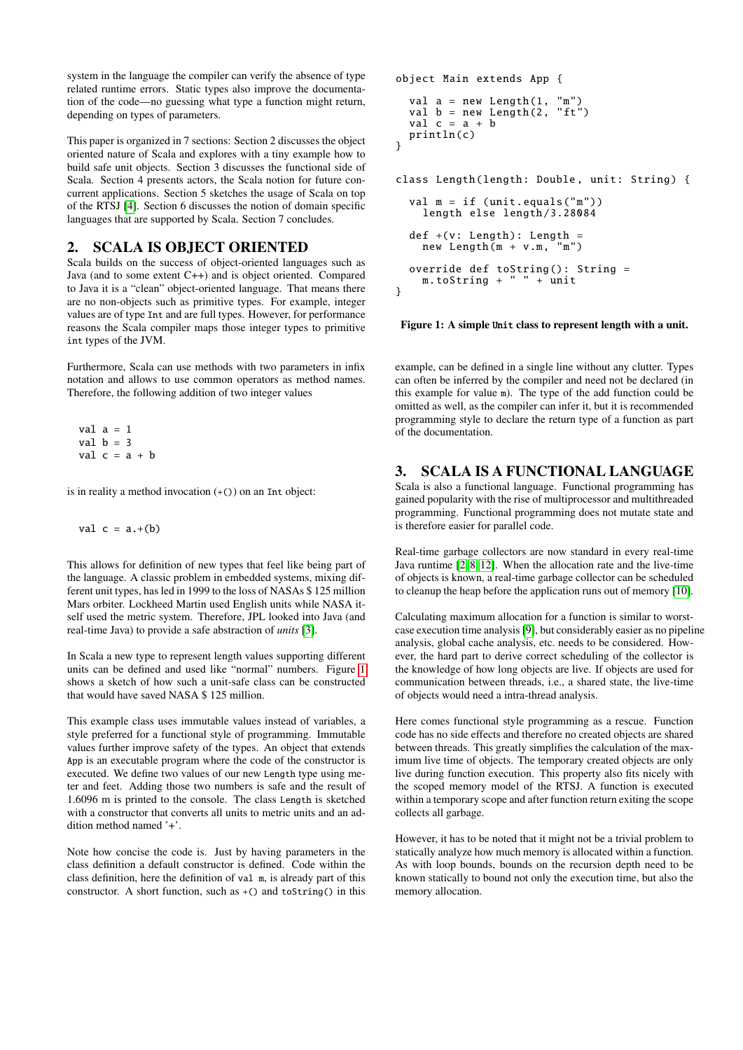system in the language the compiler can verify the absence of type related runtime errors. Static types also improve the documentation of the code—no guessing what type a function might return, depending on types of parameters.

This paper is organized in 7 sections: Section 2 discusses the object oriented nature of Scala and explores with a tiny example how to build safe unit objects. Section 3 discusses the functional side of Scala. Section 4 presents actors, the Scala notion for future concurrent applications. Section 5 sketches the usage of Scala on top of the RTSJ [4]. Section 6 discusses the notion of domain specific languages that are supported by Scala. Section 7 concludes.

## 2. SCALA IS OBJECT ORIENTED

Scala builds on the success of object-oriented languages such as Java (and to some extent C++) and is object oriented. Compared to Java it is a "clean" object-oriented language. That means there are no non-objects such as primitive types. For example, integer values are of type `Int` and are full types. However, for performance reasons the Scala compiler maps those integer types to primitive `int` types of the JVM.

Furthermore, Scala can use methods with two parameters in infix notation and allows to use common operators as method names. Therefore, the following addition of two integer values

```
val a = 1
val b = 3
val c = a + b
```

is in reality a method invocation (`+()`) on an `Int` object:

```
val c = a.+(b)
```

This allows for definition of new types that feel like being part of the language. A classic problem in embedded systems, mixing different unit types, has led in 1999 to the loss of NASAs $ 125 million Mars orbiter. Lockheed Martin used English units while NASA itself used the metric system. Therefore, JPL looked into Java (and real-time Java) to provide a safe abstraction of *units* [3].

In Scala a new type to represent length values supporting different units can be defined and used like "normal" numbers. Figure 1 shows a sketch of how such a unit-safe class can be constructed that would have saved NASA $ 125 million.

This example class uses immutable values instead of variables, a style preferred for a functional style of programming. Immutable values further improve safety of the types. An object that extends `App` is an executable program where the code of the constructor is executed. We define two values of our new `Length` type using meter and feet. Adding those two numbers is safe and the result of 1.6096 m is printed to the console. The class `Length` is sketched with a constructor that converts all units to metric units and an addition method named '+'.

Note how concise the code is. Just by having parameters in the class definition a default constructor is defined. Code within the class definition, here the definition of `val m`, is already part of this constructor. A short function, such as `+()` and `toString()` in this example, can be defined in a single line without any clutter. Types can often be inferred by the compiler and need not be declared (in this example for value `m`). The type of the add function could be omitted as well, as the compiler can infer it, but it is recommended programming style to declare the return type of a function as part of the documentation.

```
object Main extends App {

  val a = new Length(1, "m")
  val b = new Length(2, "ft")
  val c = a + b
  println(c)
}


class Length(length: Double, unit: String) {

  val m = if (unit.equals("m"))
    length else length/3.28084

  def +(v: Length): Length =
    new Length(m + v.m, "m")

  override def toString(): String =
    m.toString + " " + unit
}
```

**Figure 1: A simple `Unit` class to represent length with a unit.**

## 3. SCALA IS A FUNCTIONAL LANGUAGE

Scala is also a functional language. Functional programming has gained popularity with the rise of multiprocessor and multithreaded programming. Functional programming does not mutate state and is therefore easier for parallel code.

Real-time garbage collectors are now standard in every real-time Java runtime [2, 8, 12]. When the allocation rate and the live-time of objects is known, a real-time garbage collector can be scheduled to cleanup the heap before the application runs out of memory [10].

Calculating maximum allocation for a function is similar to worst-case execution time analysis [9], but considerably easier as no pipeline analysis, global cache analysis, etc. needs to be considered. However, the hard part to derive correct scheduling of the collector is the knowledge of how long objects are live. If objects are used for communication between threads, i.e., a shared state, the live-time of objects would need a intra-thread analysis.

Here comes functional style programming as a rescue. Function code has no side effects and therefore no created objects are shared between threads. This greatly simplifies the calculation of the maximum live time of objects. The temporary created objects are only live during function execution. This property also fits nicely with the scoped memory model of the RTSJ. A function is executed within a temporary scope and after function return exiting the scope collects all garbage.

However, it has to be noted that it might not be a trivial problem to statically analyze how much memory is allocated within a function. As with loop bounds, bounds on the recursion depth need to be known statically to bound not only the execution time, but also the memory allocation.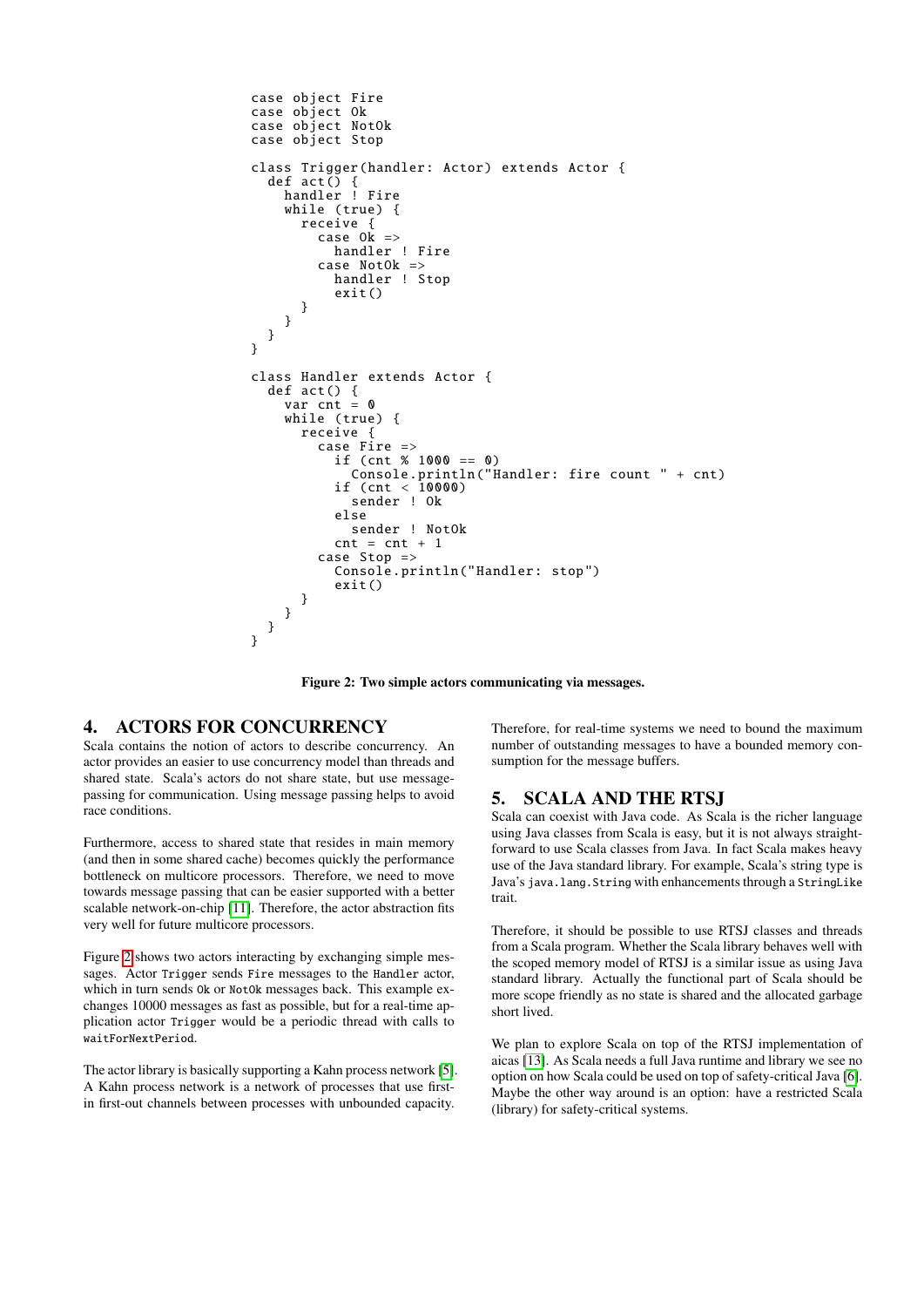```scala
case object Fire
case object Ok
case object NotOk
case object Stop

class Trigger(handler: Actor) extends Actor {
  def act() {
    handler ! Fire
    while (true) {
      receive {
        case Ok =>
          handler ! Fire
        case NotOk =>
          handler ! Stop
          exit()
      }
    }
  }
}

class Handler extends Actor {
  def act() {
    var cnt = 0
    while (true) {
      receive {
        case Fire =>
          if (cnt % 1000 == 0)
            Console.println("Handler: fire count " + cnt)
          if (cnt < 10000)
            sender ! Ok
          else
            sender ! NotOk
          cnt = cnt + 1
        case Stop =>
          Console.println("Handler: stop")
          exit()
      }
    }
  }
}
```

**Figure 2: Two simple actors communicating via messages.**

## 4. ACTORS FOR CONCURRENCY

Scala contains the notion of actors to describe concurrency. An actor provides an easier to use concurrency model than threads and shared state. Scala's actors do not share state, but use message-passing for communication. Using message passing helps to avoid race conditions.

Furthermore, access to shared state that resides in main memory (and then in some shared cache) becomes quickly the performance bottleneck on multicore processors. Therefore, we need to move towards message passing that can be easier supported with a better scalable network-on-chip [11]. Therefore, the actor abstraction fits very well for future multicore processors.

Figure 2 shows two actors interacting by exchanging simple messages. Actor `Trigger` sends `Fire` messages to the `Handler` actor, which in turn sends `Ok` or `NotOk` messages back. This example exchanges 10000 messages as fast as possible, but for a real-time application actor `Trigger` would be a periodic thread with calls to `waitForNextPeriod`.

The actor library is basically supporting a Kahn process network [5]. A Kahn process network is a network of processes that use first-in first-out channels between processes with unbounded capacity. Therefore, for real-time systems we need to bound the maximum number of outstanding messages to have a bounded memory consumption for the message buffers.

## 5. SCALA AND THE RTSJ

Scala can coexist with Java code. As Scala is the richer language using Java classes from Scala is easy, but it is not always straightforward to use Scala classes from Java. In fact Scala makes heavy use of the Java standard library. For example, Scala's string type is Java's `java.lang.String` with enhancements through a `StringLike` trait.

Therefore, it should be possible to use RTSJ classes and threads from a Scala program. Whether the Scala library behaves well with the scoped memory model of RTSJ is a similar issue as using Java standard library. Actually the functional part of Scala should be more scope friendly as no state is shared and the allocated garbage short lived.

We plan to explore Scala on top of the RTSJ implementation of aicas [13]. As Scala needs a full Java runtime and library we see no option on how Scala could be used on top of safety-critical Java [6]. Maybe the other way around is an option: have a restricted Scala (library) for safety-critical systems.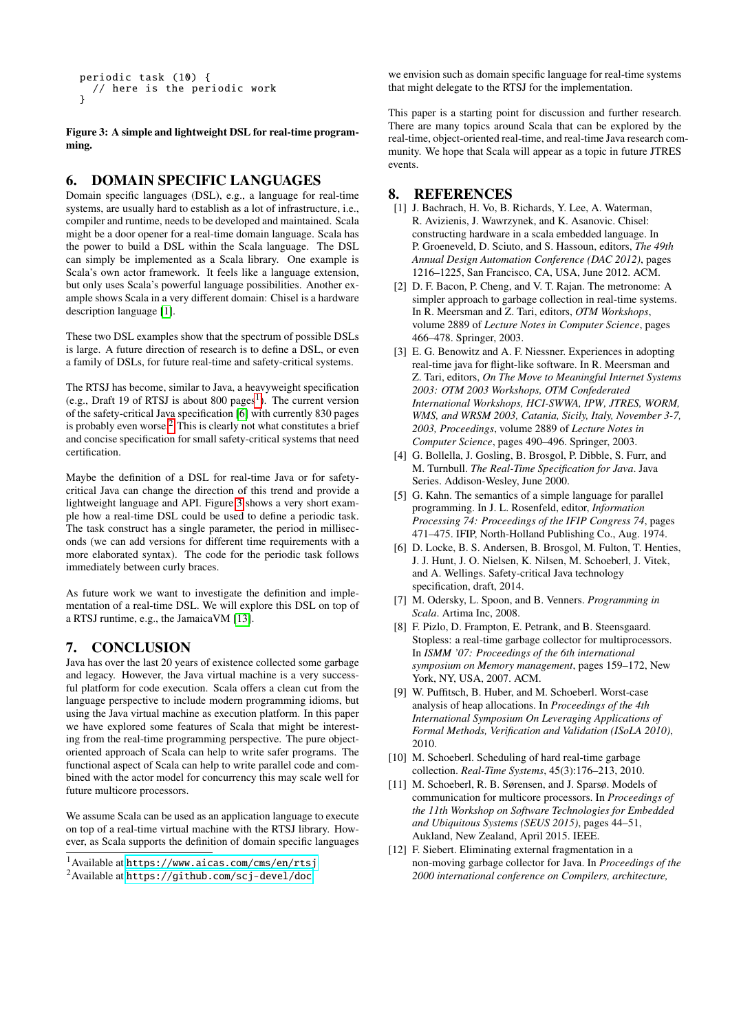```
periodic task (10) {
  // here is the periodic work
}
```

**Figure 3: A simple and lightweight DSL for real-time programming.**

## 6. DOMAIN SPECIFIC LANGUAGES

Domain specific languages (DSL), e.g., a language for real-time systems, are usually hard to establish as a lot of infrastructure, i.e., compiler and runtime, needs to be developed and maintained. Scala might be a door opener for a real-time domain language. Scala has the power to build a DSL within the Scala language. The DSL can simply be implemented as a Scala library. One example is Scala's own actor framework. It feels like a language extension, but only uses Scala's powerful language possibilities. Another example shows Scala in a very different domain: Chisel is a hardware description language [1].

These two DSL examples show that the spectrum of possible DSLs is large. A future direction of research is to define a DSL, or even a family of DSLs, for future real-time and safety-critical systems.

The RTSJ has become, similar to Java, a heavyweight specification (e.g., Draft 19 of RTSJ is about 800 pages[1]). The current version of the safety-critical Java specification [6] with currently 830 pages is probably even worse.[2] This is clearly not what constitutes a brief and concise specification for small safety-critical systems that need certification.

Maybe the definition of a DSL for real-time Java or for safety-critical Java can change the direction of this trend and provide a lightweight language and API. Figure 3 shows a very short example how a real-time DSL could be used to define a periodic task. The task construct has a single parameter, the period in milliseconds (we can add versions for different time requirements with a more elaborated syntax). The code for the periodic task follows immediately between curly braces.

As future work we want to investigate the definition and implementation of a real-time DSL. We will explore this DSL on top of a RTSJ runtime, e.g., the JamaicaVM [13].

## 7. CONCLUSION

Java has over the last 20 years of existence collected some garbage and legacy. However, the Java virtual machine is a very successful platform for code execution. Scala offers a clean cut from the language perspective to include modern programming idioms, but using the Java virtual machine as execution platform. In this paper we have explored some features of Scala that might be interesting from the real-time programming perspective. The pure object-oriented approach of Scala can help to write safer programs. The functional aspect of Scala can help to write parallel code and combined with the actor model for concurrency this may scale well for future multicore processors.

We assume Scala can be used as an application language to execute on top of a real-time virtual machine with the RTSJ library. However, as Scala supports the definition of domain specific languages we envision such as domain specific language for real-time systems that might delegate to the RTSJ for the implementation.

This paper is a starting point for discussion and further research. There are many topics around Scala that can be explored by the real-time, object-oriented real-time, and real-time Java research community. We hope that Scala will appear as a topic in future JTRES events.

[1] Available at https://www.aicas.com/cms/en/rtsj

[2] Available at https://github.com/scj-devel/doc

## 8. REFERENCES

[1] J. Bachrach, H. Vo, B. Richards, Y. Lee, A. Waterman, R. Avizienis, J. Wawrzynek, and K. Asanovic. Chisel: constructing hardware in a scala embedded language. In P. Groeneveld, D. Sciuto, and S. Hassoun, editors, *The 49th Annual Design Automation Conference (DAC 2012)*, pages 1216–1225, San Francisco, CA, USA, June 2012. ACM.

[2] D. F. Bacon, P. Cheng, and V. T. Rajan. The metronome: A simpler approach to garbage collection in real-time systems. In R. Meersman and Z. Tari, editors, *OTM Workshops*, volume 2889 of *Lecture Notes in Computer Science*, pages 466–478. Springer, 2003.

[3] E. G. Benowitz and A. F. Niessner. Experiences in adopting real-time java for flight-like software. In R. Meersman and Z. Tari, editors, *On The Move to Meaningful Internet Systems 2003: OTM 2003 Workshops, OTM Confederated International Workshops, HCI-SWWA, IPW, JTRES, WORM, WMS, and WRSM 2003, Catania, Sicily, Italy, November 3-7, 2003, Proceedings*, volume 2889 of *Lecture Notes in Computer Science*, pages 490–496. Springer, 2003.

[4] G. Bollella, J. Gosling, B. Brosgol, P. Dibble, S. Furr, and M. Turnbull. *The Real-Time Specification for Java*. Java Series. Addison-Wesley, June 2000.

[5] G. Kahn. The semantics of a simple language for parallel programming. In J. L. Rosenfeld, editor, *Information Processing 74: Proceedings of the IFIP Congress 74*, pages 471–475. IFIP, North-Holland Publishing Co., Aug. 1974.

[6] D. Locke, B. S. Andersen, B. Brosgol, M. Fulton, T. Henties, J. J. Hunt, J. O. Nielsen, K. Nilsen, M. Schoeberl, J. Vitek, and A. Wellings. Safety-critical Java technology specification, draft, 2014.

[7] M. Odersky, L. Spoon, and B. Venners. *Programming in Scala*. Artima Inc, 2008.

[8] F. Pizlo, D. Frampton, E. Petrank, and B. Steensgaard. Stopless: a real-time garbage collector for multiprocessors. In *ISMM '07: Proceedings of the 6th international symposium on Memory management*, pages 159–172, New York, NY, USA, 2007. ACM.

[9] W. Puffitsch, B. Huber, and M. Schoeberl. Worst-case analysis of heap allocations. In *Proceedings of the 4th International Symposium On Leveraging Applications of Formal Methods, Verification and Validation (ISoLA 2010)*, 2010.

[10] M. Schoeberl. Scheduling of hard real-time garbage collection. *Real-Time Systems*, 45(3):176–213, 2010.

[11] M. Schoeberl, R. B. Sørensen, and J. Sparsø. Models of communication for multicore processors. In *Proceedings of the 11th Workshop on Software Technologies for Embedded and Ubiquitous Systems (SEUS 2015)*, pages 44–51, Aukland, New Zealand, April 2015. IEEE.

[12] F. Siebert. Eliminating external fragmentation in a non-moving garbage collector for Java. In *Proceedings of the 2000 international conference on Compilers, architecture,*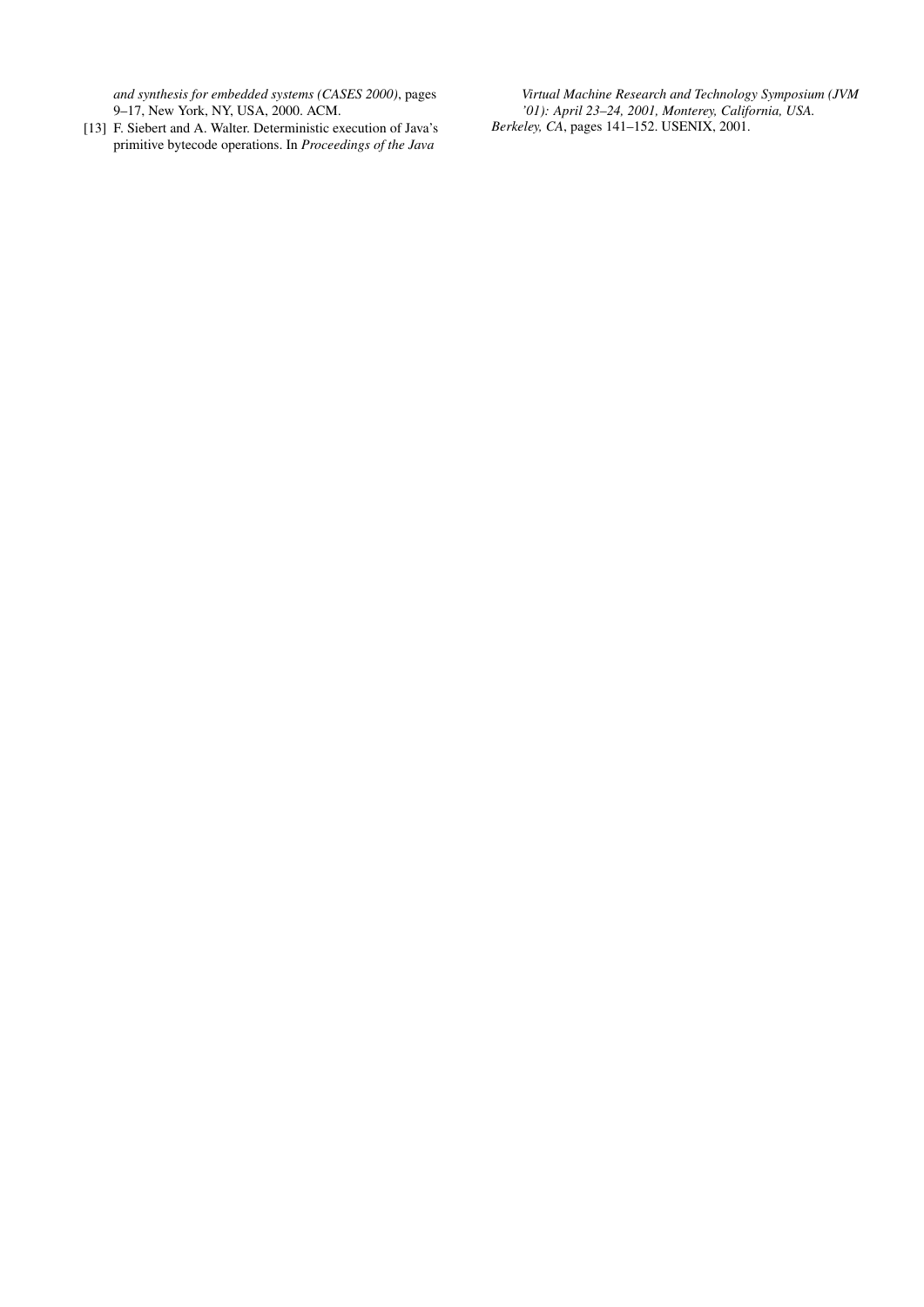*and synthesis for embedded systems (CASES 2000)*, pages 9–17, New York, NY, USA, 2000. ACM.

[13] F. Siebert and A. Walter. Deterministic execution of Java's primitive bytecode operations. In *Proceedings of the Java Virtual Machine Research and Technology Symposium (JVM '01): April 23–24, 2001, Monterey, California, USA. Berkeley, CA*, pages 141–152. USENIX, 2001.